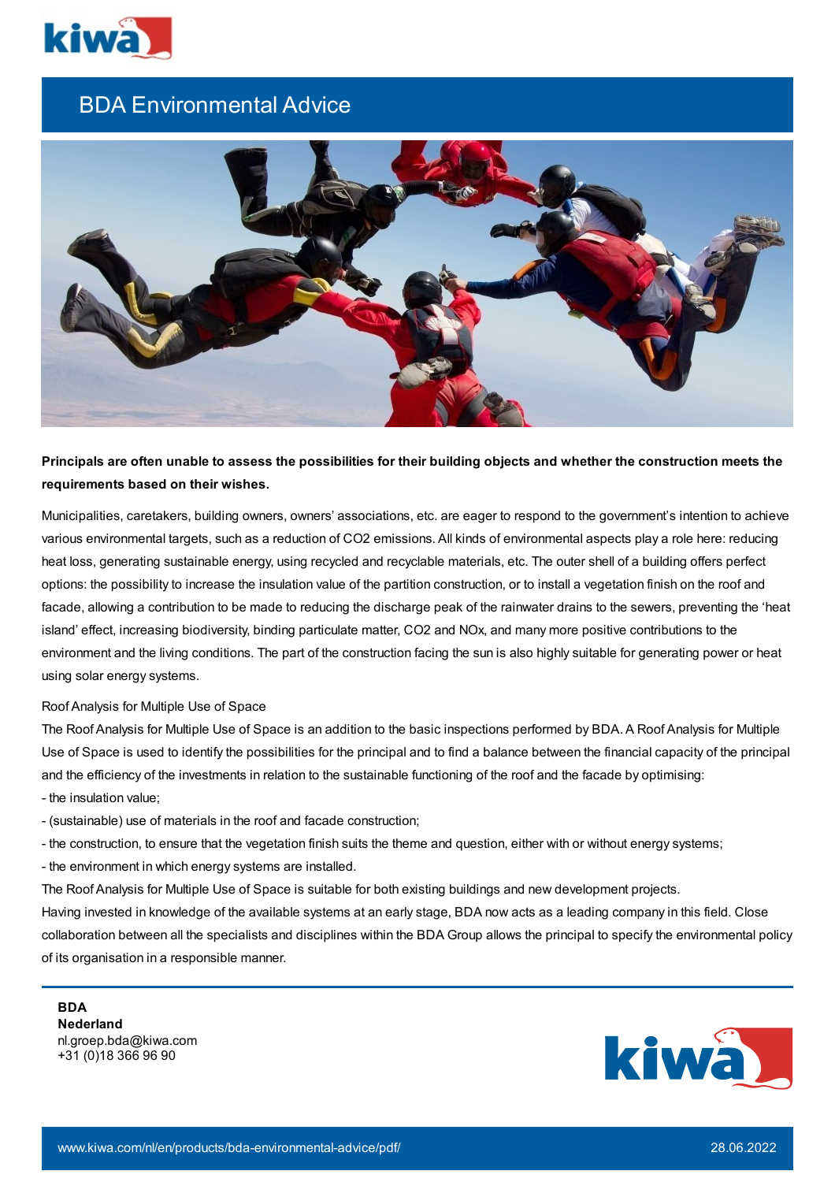# BDA Environmental Advice

**Principals are often unable to assess the possibilities for their building objects and whether the construction meets the requirements based on their wishes.**

Municipalities, caretakers, building owners, owners' associations, etc. are eager to respond to the government's intention to achieve various environmental targets, such as a reduction of $CO_2$ emissions. All kinds of environmental aspects play a role here: reducing heat loss, generating sustainable energy, using recycled and recyclable materials, etc. The outer shell of a building offers perfect options: the possibility to increase the insulation value of the partition construction, or to install a vegetation finish on the roof and facade, allowing a contribution to be made to reducing the discharge peak of the rainwater drains to the sewers, preventing the 'heat island' effect, increasing biodiversity, binding particulate matter, $CO_2$ and $NO_x$, and many more positive contributions to the environment and the living conditions. The part of the construction facing the sun is also highly suitable for generating power or heat using solar energy systems.

Roof Analysis for Multiple Use of Space

The Roof Analysis for Multiple Use of Space is an addition to the basic inspections performed by BDA. A Roof Analysis for Multiple Use of Space is used to identify the possibilities for the principal and to find a balance between the financial capacity of the principal and the efficiency of the investments in relation to the sustainable functioning of the roof and the facade by optimising:

- the insulation value;
- (sustainable) use of materials in the roof and facade construction;
- the construction, to ensure that the vegetation finish suits the theme and question, either with or without energy systems;
- the environment in which energy systems are installed.

The Roof Analysis for Multiple Use of Space is suitable for both existing buildings and new development projects.

Having invested in knowledge of the available systems at an early stage, BDA now acts as a leading company in this field. Close collaboration between all the specialists and disciplines within the BDA Group allows the principal to specify the environmental policy of its organisation in a responsible manner.

**BDA**
**Nederland**
nl.groep.bda@kiwa.com
+31 (0)18 366 96 90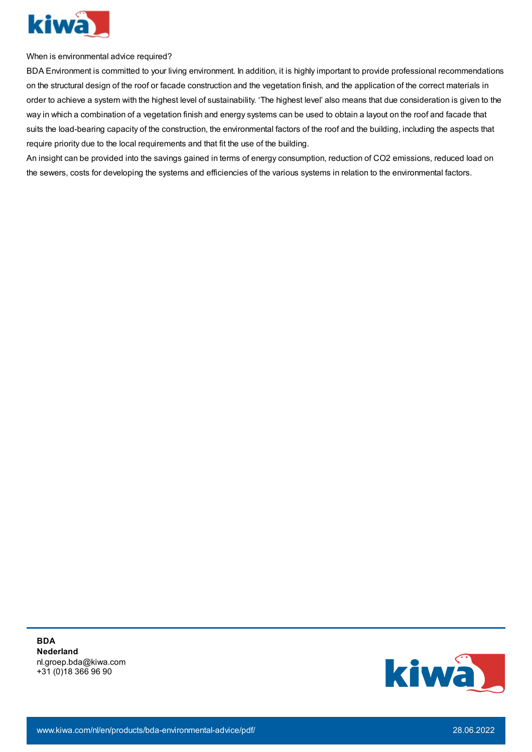When is environmental advice required?

BDA Environment is committed to your living environment. In addition, it is highly important to provide professional recommendations on the structural design of the roof or facade construction and the vegetation finish, and the application of the correct materials in order to achieve a system with the highest level of sustainability. 'The highest level' also means that due consideration is given to the way in which a combination of a vegetation finish and energy systems can be used to obtain a layout on the roof and facade that suits the load-bearing capacity of the construction, the environmental factors of the roof and the building, including the aspects that require priority due to the local requirements and that fit the use of the building.

An insight can be provided into the savings gained in terms of energy consumption, reduction of $CO_2$ emissions, reduced load on the sewers, costs for developing the systems and efficiencies of the various systems in relation to the environmental factors.

**BDA**
**Nederland**
nl.groep.bda@kiwa.com
+31 (0)18 366 96 90